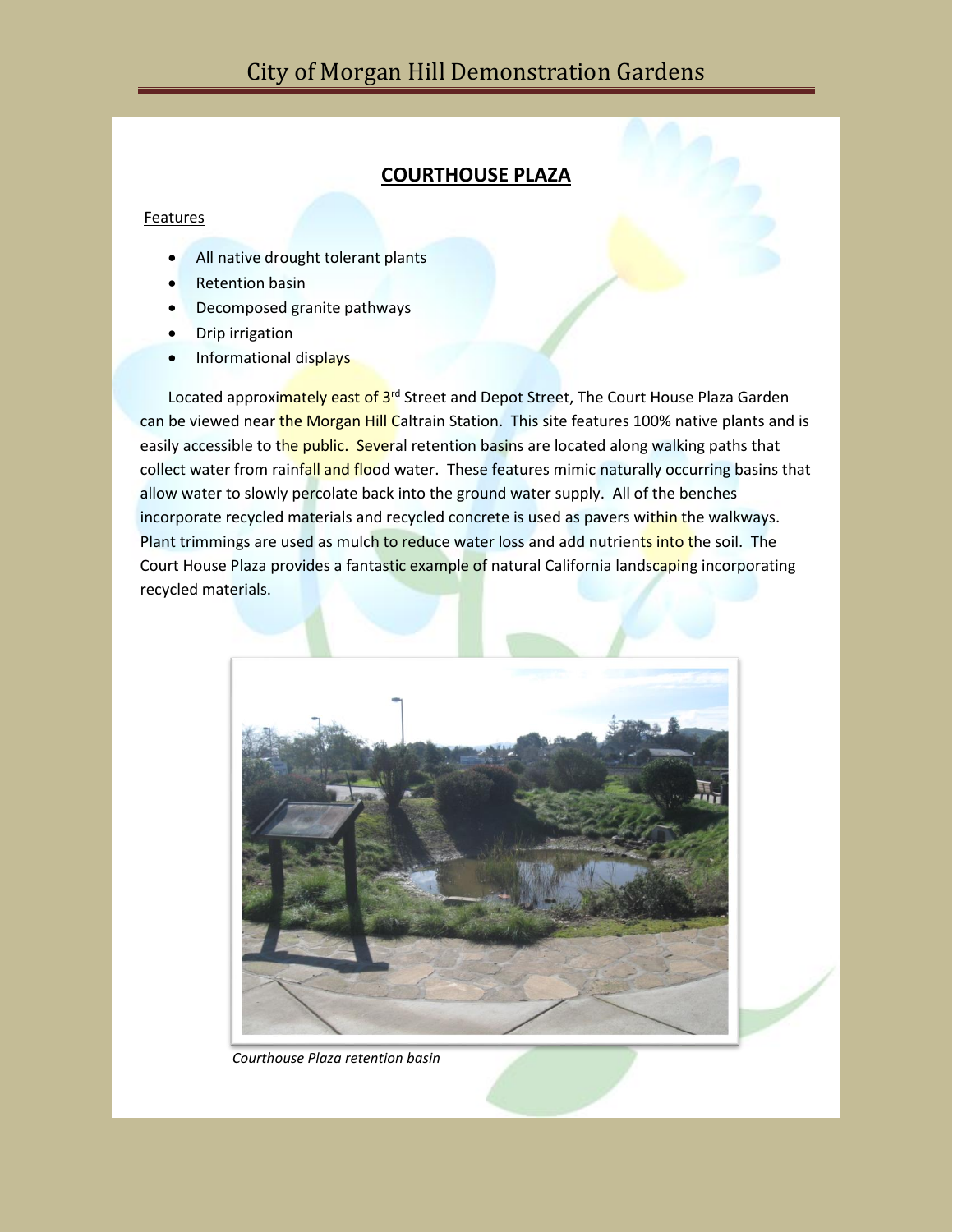# City of Morgan Hill Demonstration Gardens

## COURTHOUSE PLAZA

Features

- All native drought tolerant plants
- Retention basin
- Decomposed granite pathways
- Drip irrigation
- Informational displays

Located approximately east of 3rd Street and Depot Street, The Court House Plaza Garden can be viewed near the Morgan Hill Caltrain Station. This site features 100% native plants and is easily accessible to the public. Several retention basins are located along walking paths that collect water from rainfall and flood water. These features mimic naturally occurring basins that allow water to slowly percolate back into the ground water supply. All of the benches incorporate recycled materials and recycled concrete is used as pavers within the walkways. Plant trimmings are used as mulch to reduce water loss and add nutrients into the soil. The Court House Plaza provides a fantastic example of natural California landscaping incorporating recycled materials.

*Courthouse Plaza retention basin*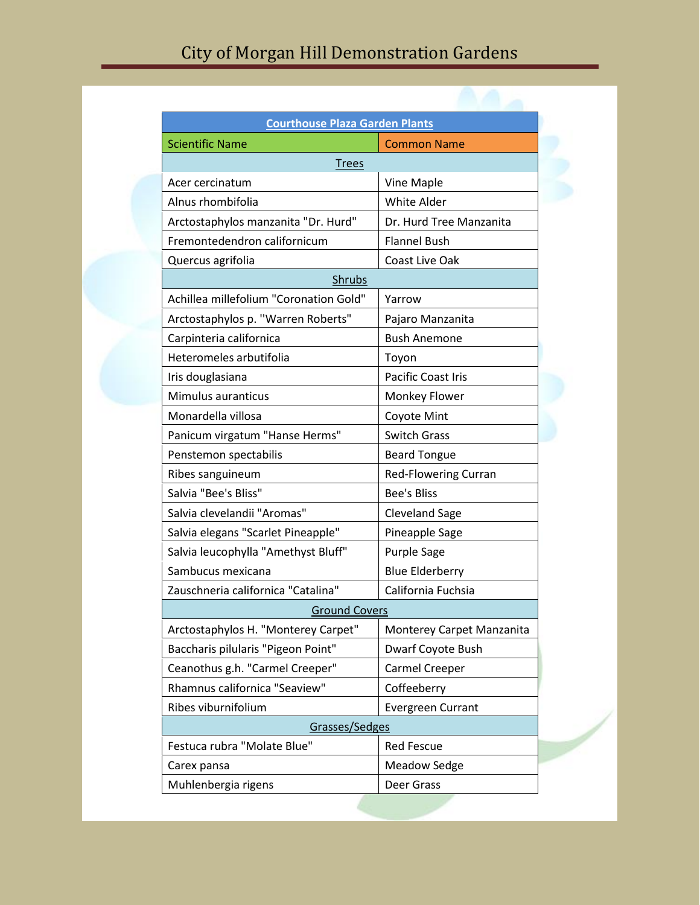# City of Morgan Hill Demonstration Gardens

| Courthouse Plaza Garden Plants | |
|---|---|
| Scientific Name | Common Name |
| Trees | |
| Acer cercinatum | Vine Maple |
| Alnus rhombifolia | White Alder |
| Arctostaphylos manzanita "Dr. Hurd" | Dr. Hurd Tree Manzanita |
| Fremontedendron californicum | Flannel Bush |
| Quercus agrifolia | Coast Live Oak |
| Shrubs | |
| Achillea millefolium "Coronation Gold" | Yarrow |
| Arctostaphylos p. "Warren Roberts" | Pajaro Manzanita |
| Carpinteria californica | Bush Anemone |
| Heteromeles arbutifolia | Toyon |
| Iris douglasiana | Pacific Coast Iris |
| Mimulus auranticus | Monkey Flower |
| Monardella villosa | Coyote Mint |
| Panicum virgatum "Hanse Herms" | Switch Grass |
| Penstemon spectabilis | Beard Tongue |
| Ribes sanguineum | Red-Flowering Curran |
| Salvia "Bee's Bliss" | Bee's Bliss |
| Salvia clevelandii "Aromas" | Cleveland Sage |
| Salvia elegans "Scarlet Pineapple" | Pineapple Sage |
| Salvia leucophylla "Amethyst Bluff" | Purple Sage |
| Sambucus mexicana | Blue Elderberry |
| Zauschneria californica "Catalina" | California Fuchsia |
| Ground Covers | |
| Arctostaphylos H. "Monterey Carpet" | Monterey Carpet Manzanita |
| Baccharis pilularis "Pigeon Point" | Dwarf Coyote Bush |
| Ceanothus g.h. "Carmel Creeper" | Carmel Creeper |
| Rhamnus californica "Seaview" | Coffeeberry |
| Ribes viburnifolium | Evergreen Currant |
| Grasses/Sedges | |
| Festuca rubra "Molate Blue" | Red Fescue |
| Carex pansa | Meadow Sedge |
| Muhlenbergia rigens | Deer Grass |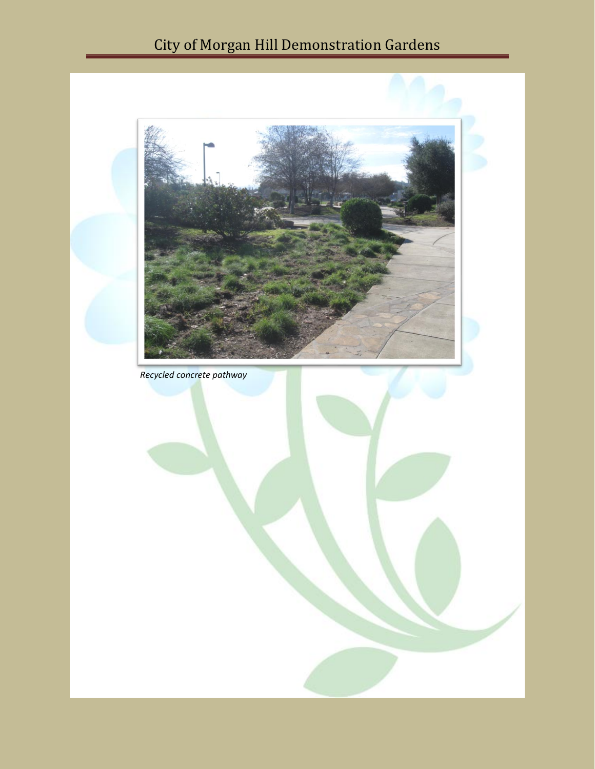*Recycled concrete pathway*